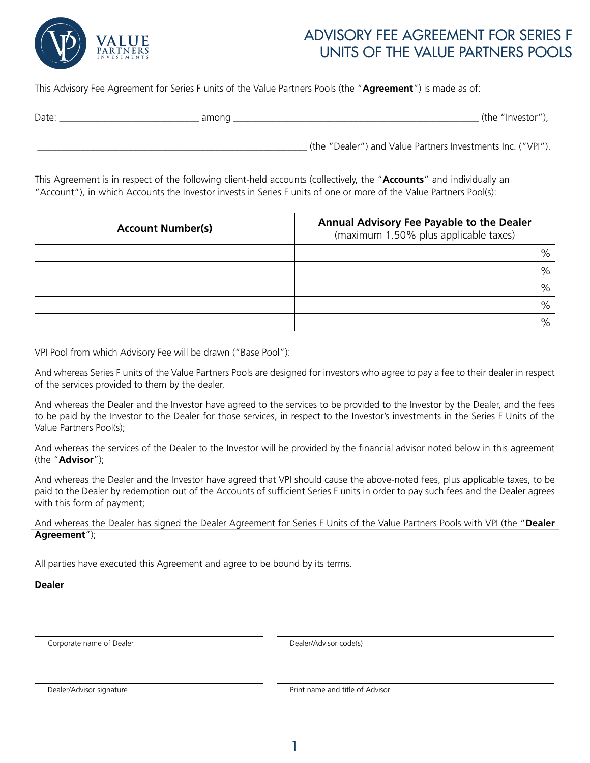# ADVISORY FEE AGREEMENT FOR SERIES F UNITS OF THE VALUE PARTNERS POOLS

This Advisory Fee Agreement for Series F units of the Value Partners Pools (the "**Agreement**") is made as of:

Date: ____________________________ among ______________________________________________________ (the "Investor"),

___________________________________________________________ (the "Dealer") and Value Partners Investments Inc. ("VPI").

This Agreement is in respect of the following client-held accounts (collectively, the "**Accounts**" and individually an "Account"), in which Accounts the Investor invests in Series F units of one or more of the Value Partners Pool(s):

| **Account Number(s)** | **Annual Advisory Fee Payable to the Dealer** (maximum 1.50% plus applicable taxes) |
|---|---|
| | % |
| | % |
| | % |
| | % |
| | % |

VPI Pool from which Advisory Fee will be drawn ("Base Pool"):

And whereas Series F units of the Value Partners Pools are designed for investors who agree to pay a fee to their dealer in respect of the services provided to them by the dealer.

And whereas the Dealer and the Investor have agreed to the services to be provided to the Investor by the Dealer, and the fees to be paid by the Investor to the Dealer for those services, in respect to the Investor's investments in the Series F Units of the Value Partners Pool(s);

And whereas the services of the Dealer to the Investor will be provided by the financial advisor noted below in this agreement (the "**Advisor**");

And whereas the Dealer and the Investor have agreed that VPI should cause the above-noted fees, plus applicable taxes, to be paid to the Dealer by redemption out of the Accounts of sufficient Series F units in order to pay such fees and the Dealer agrees with this form of payment;

And whereas the Dealer has signed the Dealer Agreement for Series F Units of the Value Partners Pools with VPI (the "**Dealer Agreement**");

All parties have executed this Agreement and agree to be bound by its terms.

**Dealer**

______________________________
Corporate name of Dealer

______________________________
Dealer/Advisor code(s)

______________________________
Dealer/Advisor signature

______________________________
Print name and title of Advisor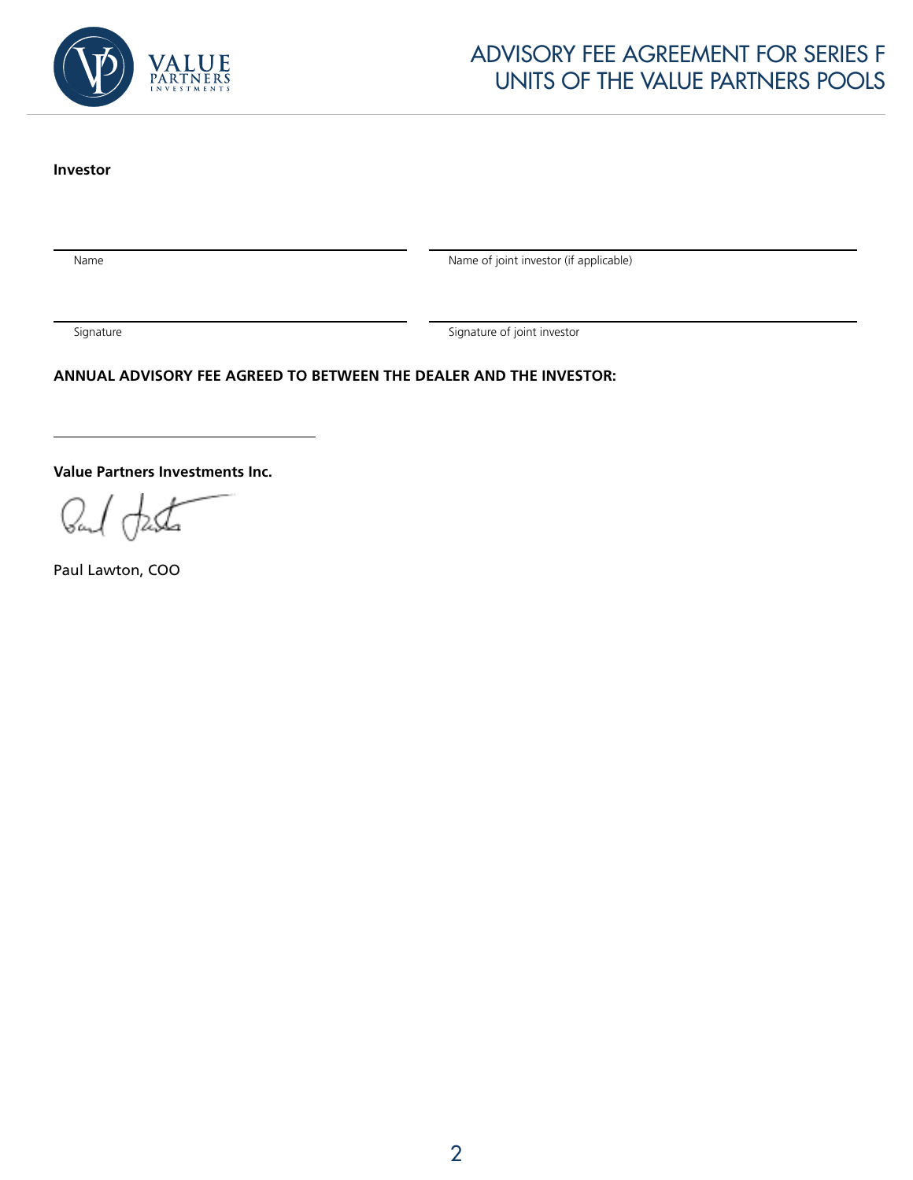**Investor**

Name

Name of joint investor (if applicable)

Signature

Signature of joint investor

**ANNUAL ADVISORY FEE AGREED TO BETWEEN THE DEALER AND THE INVESTOR:**

\_\_\_\_\_\_\_\_\_\_\_\_\_\_\_\_\_\_\_\_\_\_\_\_\_\_\_\_\_\_

**Value Partners Investments Inc.**

Paul Lawton, COO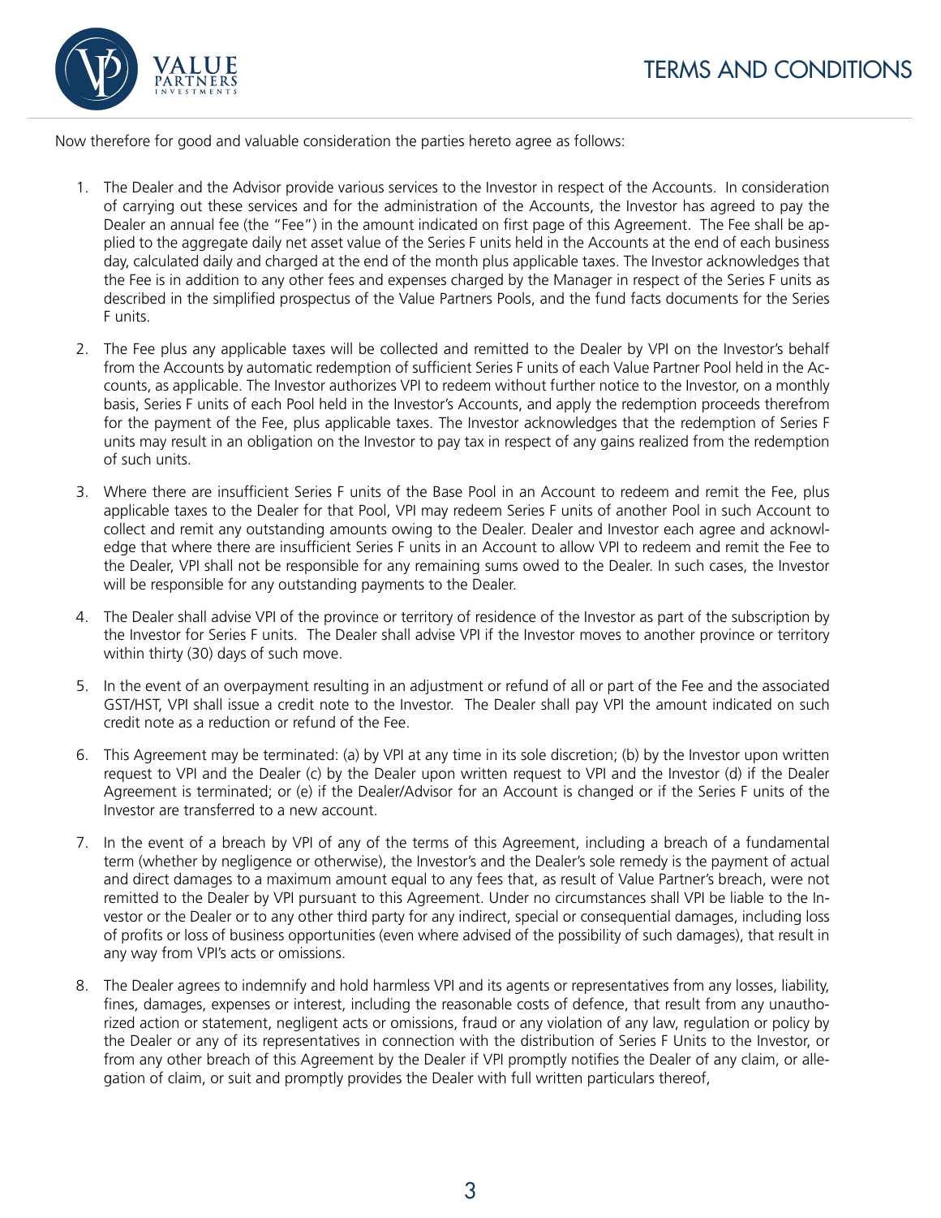# TERMS AND CONDITIONS

Now therefore for good and valuable consideration the parties hereto agree as follows:

1. The Dealer and the Advisor provide various services to the Investor in respect of the Accounts. In consideration of carrying out these services and for the administration of the Accounts, the Investor has agreed to pay the Dealer an annual fee (the "Fee") in the amount indicated on first page of this Agreement. The Fee shall be applied to the aggregate daily net asset value of the Series F units held in the Accounts at the end of each business day, calculated daily and charged at the end of the month plus applicable taxes. The Investor acknowledges that the Fee is in addition to any other fees and expenses charged by the Manager in respect of the Series F units as described in the simplified prospectus of the Value Partners Pools, and the fund facts documents for the Series F units.

2. The Fee plus any applicable taxes will be collected and remitted to the Dealer by VPI on the Investor's behalf from the Accounts by automatic redemption of sufficient Series F units of each Value Partner Pool held in the Accounts, as applicable. The Investor authorizes VPI to redeem without further notice to the Investor, on a monthly basis, Series F units of each Pool held in the Investor's Accounts, and apply the redemption proceeds therefrom for the payment of the Fee, plus applicable taxes. The Investor acknowledges that the redemption of Series F units may result in an obligation on the Investor to pay tax in respect of any gains realized from the redemption of such units.

3. Where there are insufficient Series F units of the Base Pool in an Account to redeem and remit the Fee, plus applicable taxes to the Dealer for that Pool, VPI may redeem Series F units of another Pool in such Account to collect and remit any outstanding amounts owing to the Dealer. Dealer and Investor each agree and acknowledge that where there are insufficient Series F units in an Account to allow VPI to redeem and remit the Fee to the Dealer, VPI shall not be responsible for any remaining sums owed to the Dealer. In such cases, the Investor will be responsible for any outstanding payments to the Dealer.

4. The Dealer shall advise VPI of the province or territory of residence of the Investor as part of the subscription by the Investor for Series F units. The Dealer shall advise VPI if the Investor moves to another province or territory within thirty (30) days of such move.

5. In the event of an overpayment resulting in an adjustment or refund of all or part of the Fee and the associated GST/HST, VPI shall issue a credit note to the Investor. The Dealer shall pay VPI the amount indicated on such credit note as a reduction or refund of the Fee.

6. This Agreement may be terminated: (a) by VPI at any time in its sole discretion; (b) by the Investor upon written request to VPI and the Dealer (c) by the Dealer upon written request to VPI and the Investor (d) if the Dealer Agreement is terminated; or (e) if the Dealer/Advisor for an Account is changed or if the Series F units of the Investor are transferred to a new account.

7. In the event of a breach by VPI of any of the terms of this Agreement, including a breach of a fundamental term (whether by negligence or otherwise), the Investor's and the Dealer's sole remedy is the payment of actual and direct damages to a maximum amount equal to any fees that, as result of Value Partner's breach, were not remitted to the Dealer by VPI pursuant to this Agreement. Under no circumstances shall VPI be liable to the Investor or the Dealer or to any other third party for any indirect, special or consequential damages, including loss of profits or loss of business opportunities (even where advised of the possibility of such damages), that result in any way from VPI's acts or omissions.

8. The Dealer agrees to indemnify and hold harmless VPI and its agents or representatives from any losses, liability, fines, damages, expenses or interest, including the reasonable costs of defence, that result from any unauthorized action or statement, negligent acts or omissions, fraud or any violation of any law, regulation or policy by the Dealer or any of its representatives in connection with the distribution of Series F Units to the Investor, or from any other breach of this Agreement by the Dealer if VPI promptly notifies the Dealer of any claim, or allegation of claim, or suit and promptly provides the Dealer with full written particulars thereof,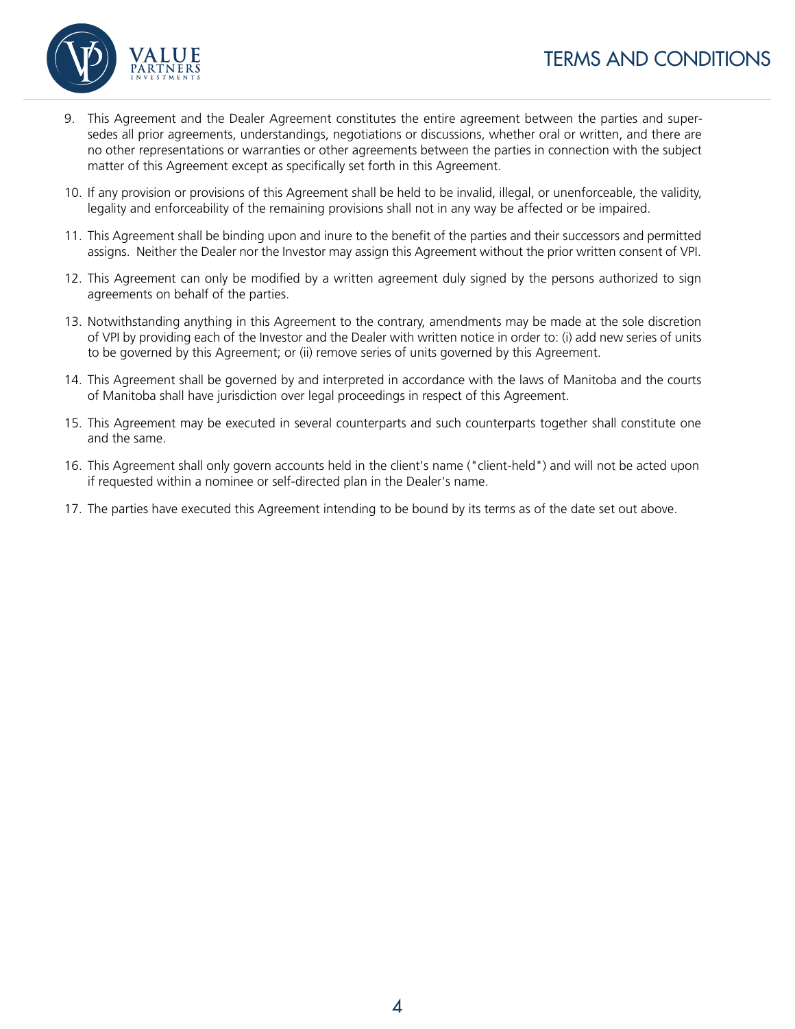9. This Agreement and the Dealer Agreement constitutes the entire agreement between the parties and supersedes all prior agreements, understandings, negotiations or discussions, whether oral or written, and there are no other representations or warranties or other agreements between the parties in connection with the subject matter of this Agreement except as specifically set forth in this Agreement.
10. If any provision or provisions of this Agreement shall be held to be invalid, illegal, or unenforceable, the validity, legality and enforceability of the remaining provisions shall not in any way be affected or be impaired.
11. This Agreement shall be binding upon and inure to the benefit of the parties and their successors and permitted assigns. Neither the Dealer nor the Investor may assign this Agreement without the prior written consent of VPI.
12. This Agreement can only be modified by a written agreement duly signed by the persons authorized to sign agreements on behalf of the parties.
13. Notwithstanding anything in this Agreement to the contrary, amendments may be made at the sole discretion of VPI by providing each of the Investor and the Dealer with written notice in order to: (i) add new series of units to be governed by this Agreement; or (ii) remove series of units governed by this Agreement.
14. This Agreement shall be governed by and interpreted in accordance with the laws of Manitoba and the courts of Manitoba shall have jurisdiction over legal proceedings in respect of this Agreement.
15. This Agreement may be executed in several counterparts and such counterparts together shall constitute one and the same.
16. This Agreement shall only govern accounts held in the client's name ("client-held") and will not be acted upon if requested within a nominee or self-directed plan in the Dealer's name.
17. The parties have executed this Agreement intending to be bound by its terms as of the date set out above.